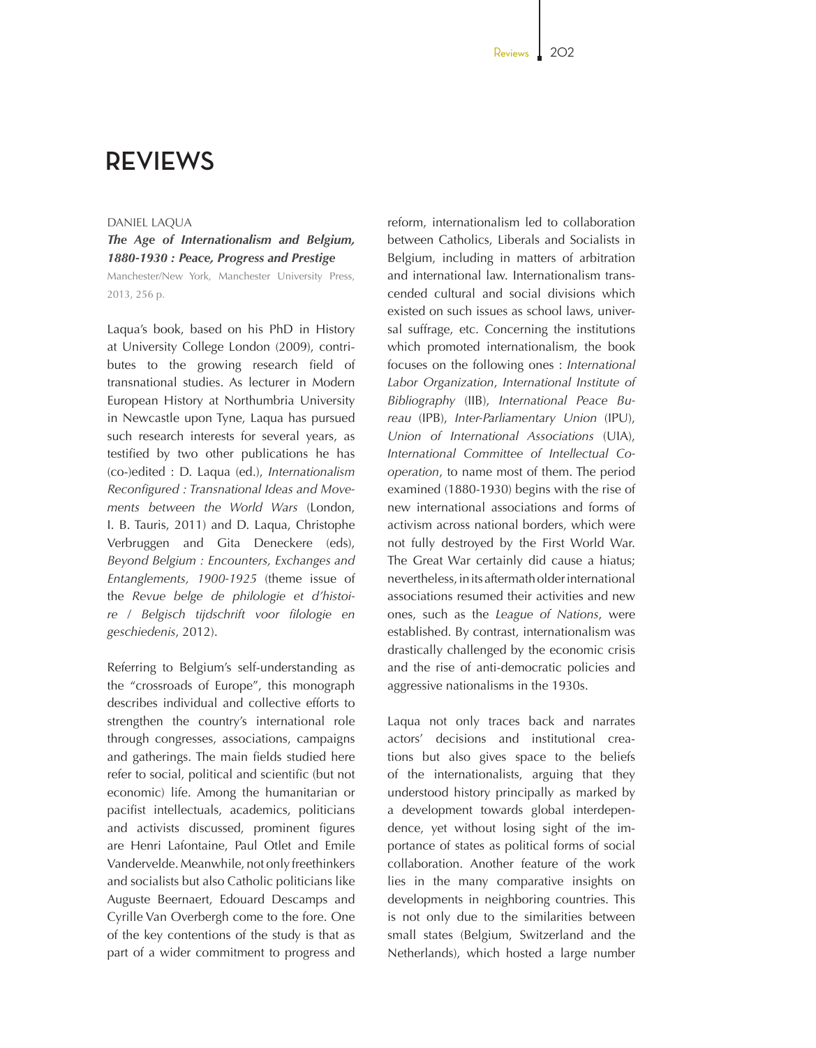# REVIEWS

DANIEL LAQUA

***The Age of Internationalism and Belgium, 1880-1930 : Peace, Progress and Prestige***

Manchester/New York, Manchester University Press, 2013, 256 p.

Laqua's book, based on his PhD in History at University College London (2009), contributes to the growing research field of transnational studies. As lecturer in Modern European History at Northumbria University in Newcastle upon Tyne, Laqua has pursued such research interests for several years, as testified by two other publications he has (co-)edited : D. Laqua (ed.), *Internationalism Reconfigured : Transnational Ideas and Movements between the World Wars* (London, I. B. Tauris, 2011) and D. Laqua, Christophe Verbruggen and Gita Deneckere (eds), *Beyond Belgium : Encounters, Exchanges and Entanglements, 1900-1925* (theme issue of the *Revue belge de philologie et d'histoire / Belgisch tijdschrift voor filologie en geschiedenis*, 2012).

Referring to Belgium's self-understanding as the "crossroads of Europe", this monograph describes individual and collective efforts to strengthen the country's international role through congresses, associations, campaigns and gatherings. The main fields studied here refer to social, political and scientific (but not economic) life. Among the humanitarian or pacifist intellectuals, academics, politicians and activists discussed, prominent figures are Henri Lafontaine, Paul Otlet and Emile Vandervelde. Meanwhile, not only freethinkers and socialists but also Catholic politicians like Auguste Beernaert, Edouard Descamps and Cyrille Van Overbergh come to the fore. One of the key contentions of the study is that as part of a wider commitment to progress and reform, internationalism led to collaboration between Catholics, Liberals and Socialists in Belgium, including in matters of arbitration and international law. Internationalism transcended cultural and social divisions which existed on such issues as school laws, universal suffrage, etc. Concerning the institutions which promoted internationalism, the book focuses on the following ones : *International Labor Organization*, *International Institute of Bibliography* (IIB), *International Peace Bureau* (IPB), *Inter-Parliamentary Union* (IPU), *Union of International Associations* (UIA), *International Committee of Intellectual Co-operation*, to name most of them. The period examined (1880-1930) begins with the rise of new international associations and forms of activism across national borders, which were not fully destroyed by the First World War. The Great War certainly did cause a hiatus; nevertheless, in its aftermath older international associations resumed their activities and new ones, such as the *League of Nations*, were established. By contrast, internationalism was drastically challenged by the economic crisis and the rise of anti-democratic policies and aggressive nationalisms in the 1930s.

Laqua not only traces back and narrates actors' decisions and institutional creations but also gives space to the beliefs of the internationalists, arguing that they understood history principally as marked by a development towards global interdependence, yet without losing sight of the importance of states as political forms of social collaboration. Another feature of the work lies in the many comparative insights on developments in neighboring countries. This is not only due to the similarities between small states (Belgium, Switzerland and the Netherlands), which hosted a large number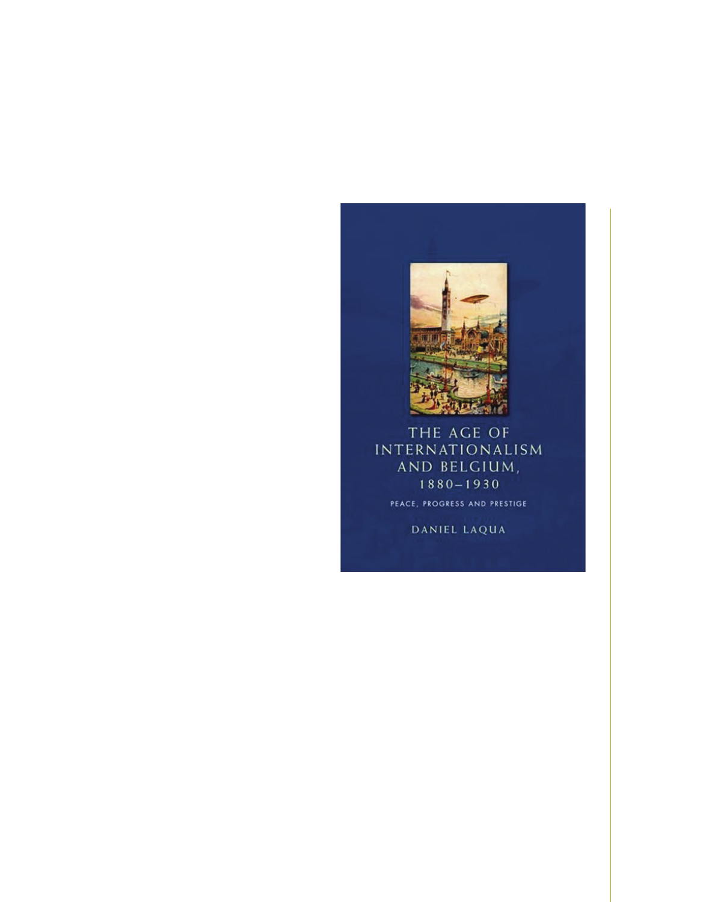THE AGE OF INTERNATIONALISM AND BELGIUM, 1880–1930

PEACE, PROGRESS AND PRESTIGE

DANIEL LAQUA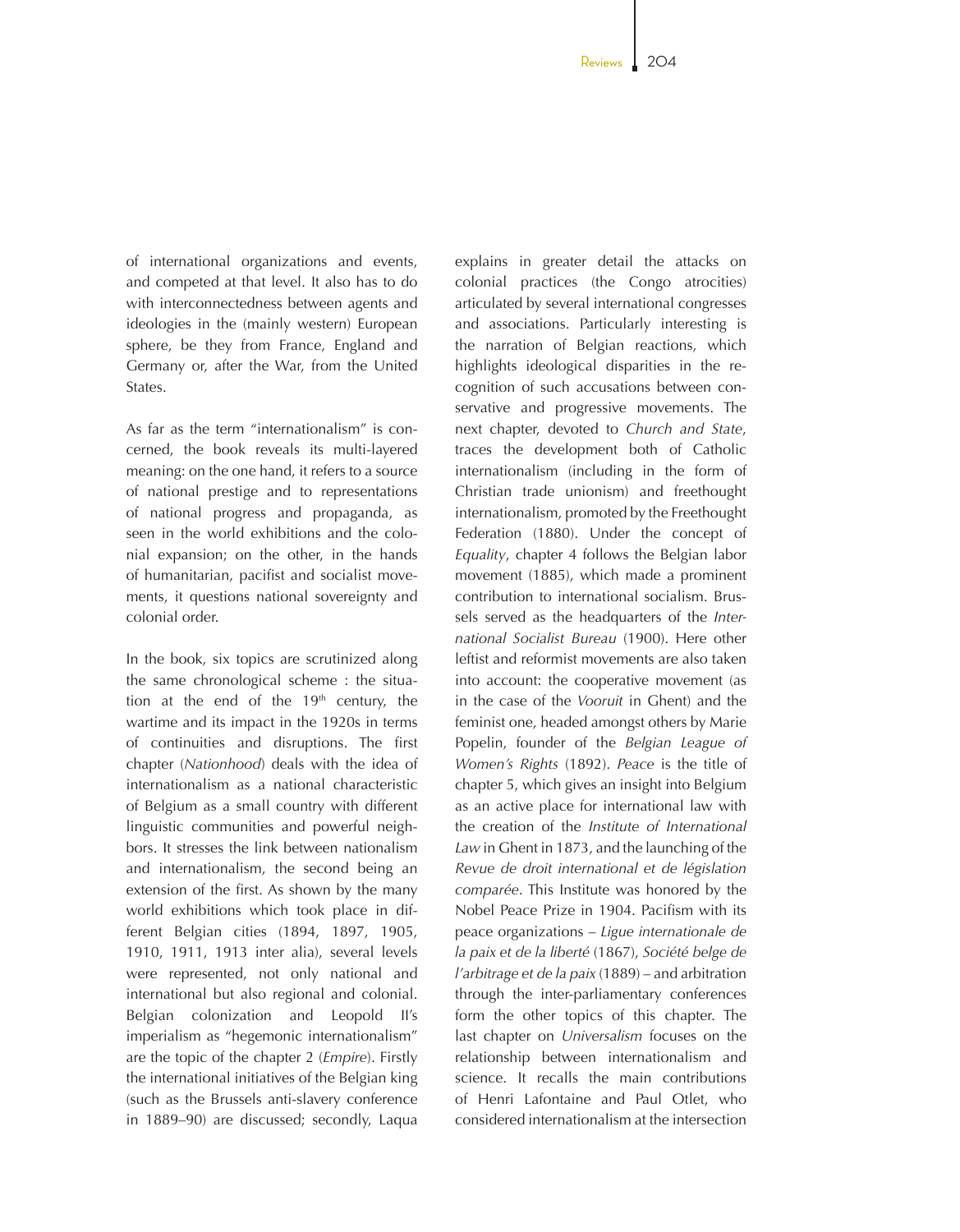of international organizations and events, and competed at that level. It also has to do with interconnectedness between agents and ideologies in the (mainly western) European sphere, be they from France, England and Germany or, after the War, from the United States.

As far as the term "internationalism" is concerned, the book reveals its multi-layered meaning: on the one hand, it refers to a source of national prestige and to representations of national progress and propaganda, as seen in the world exhibitions and the colonial expansion; on the other, in the hands of humanitarian, pacifist and socialist movements, it questions national sovereignty and colonial order.

In the book, six topics are scrutinized along the same chronological scheme : the situation at the end of the 19th century, the wartime and its impact in the 1920s in terms of continuities and disruptions. The first chapter (*Nationhood*) deals with the idea of internationalism as a national characteristic of Belgium as a small country with different linguistic communities and powerful neighbors. It stresses the link between nationalism and internationalism, the second being an extension of the first. As shown by the many world exhibitions which took place in different Belgian cities (1894, 1897, 1905, 1910, 1911, 1913 inter alia), several levels were represented, not only national and international but also regional and colonial. Belgian colonization and Leopold II's imperialism as "hegemonic internationalism" are the topic of the chapter 2 (*Empire*). Firstly the international initiatives of the Belgian king (such as the Brussels anti-slavery conference in 1889–90) are discussed; secondly, Laqua explains in greater detail the attacks on colonial practices (the Congo atrocities) articulated by several international congresses and associations. Particularly interesting is the narration of Belgian reactions, which highlights ideological disparities in the recognition of such accusations between conservative and progressive movements. The next chapter, devoted to *Church and State*, traces the development both of Catholic internationalism (including in the form of Christian trade unionism) and freethought internationalism, promoted by the Freethought Federation (1880). Under the concept of *Equality*, chapter 4 follows the Belgian labor movement (1885), which made a prominent contribution to international socialism. Brussels served as the headquarters of the *International Socialist Bureau* (1900). Here other leftist and reformist movements are also taken into account: the cooperative movement (as in the case of the *Vooruit* in Ghent) and the feminist one, headed amongst others by Marie Popelin, founder of the *Belgian League of Women's Rights* (1892). *Peace* is the title of chapter 5, which gives an insight into Belgium as an active place for international law with the creation of the *Institute of International Law* in Ghent in 1873, and the launching of the *Revue de droit international et de législation comparée*. This Institute was honored by the Nobel Peace Prize in 1904. Pacifism with its peace organizations – *Ligue internationale de la paix et de la liberté* (1867), *Société belge de l'arbitrage et de la paix* (1889) – and arbitration through the inter-parliamentary conferences form the other topics of this chapter. The last chapter on *Universalism* focuses on the relationship between internationalism and science. It recalls the main contributions of Henri Lafontaine and Paul Otlet, who considered internationalism at the intersection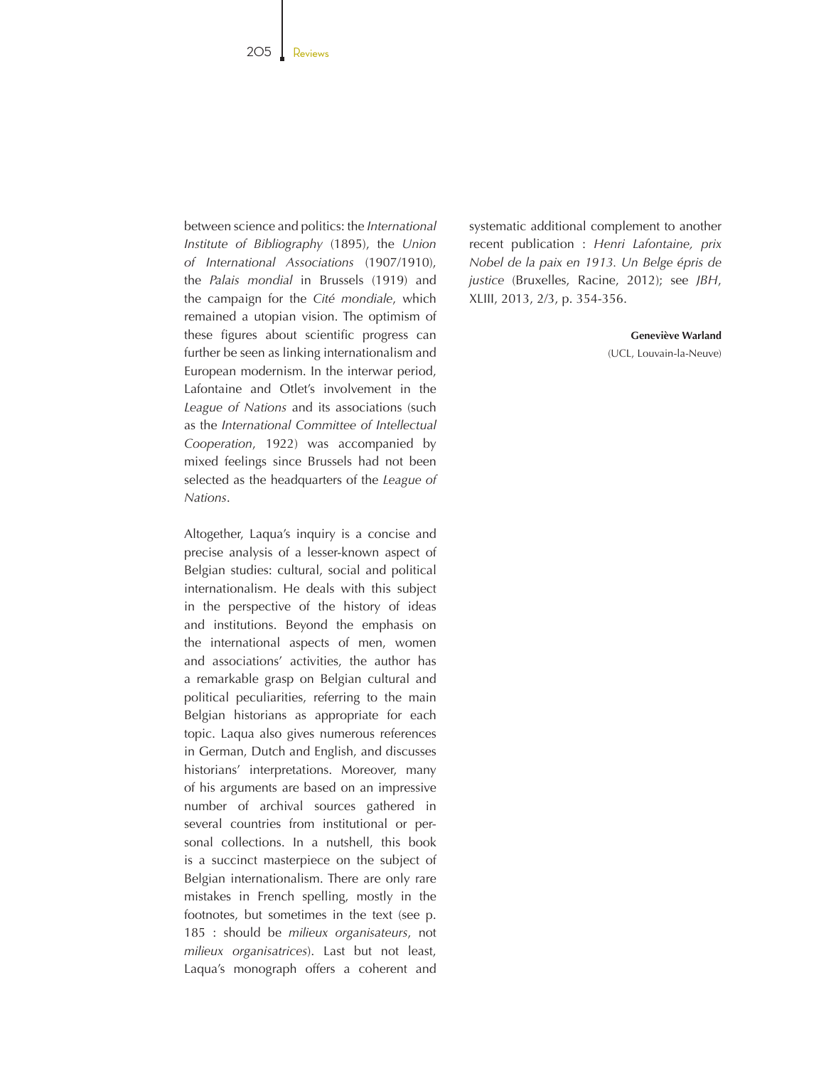between science and politics: the *International Institute of Bibliography* (1895), the *Union of International Associations* (1907/1910), the *Palais mondial* in Brussels (1919) and the campaign for the *Cité mondiale*, which remained a utopian vision. The optimism of these figures about scientific progress can further be seen as linking internationalism and European modernism. In the interwar period, Lafontaine and Otlet's involvement in the *League of Nations* and its associations (such as the *International Committee of Intellectual Cooperation*, 1922) was accompanied by mixed feelings since Brussels had not been selected as the headquarters of the *League of Nations*.

Altogether, Laqua's inquiry is a concise and precise analysis of a lesser-known aspect of Belgian studies: cultural, social and political internationalism. He deals with this subject in the perspective of the history of ideas and institutions. Beyond the emphasis on the international aspects of men, women and associations' activities, the author has a remarkable grasp on Belgian cultural and political peculiarities, referring to the main Belgian historians as appropriate for each topic. Laqua also gives numerous references in German, Dutch and English, and discusses historians' interpretations. Moreover, many of his arguments are based on an impressive number of archival sources gathered in several countries from institutional or personal collections. In a nutshell, this book is a succinct masterpiece on the subject of Belgian internationalism. There are only rare mistakes in French spelling, mostly in the footnotes, but sometimes in the text (see p. 185 : should be *milieux organisateurs*, not *milieux organisatrices*). Last but not least, Laqua's monograph offers a coherent and systematic additional complement to another recent publication : *Henri Lafontaine, prix Nobel de la paix en 1913. Un Belge épris de justice* (Bruxelles, Racine, 2012); see *JBH*, XLIII, 2013, 2/3, p. 354-356.

**Geneviève Warland**
(UCL, Louvain-la-Neuve)